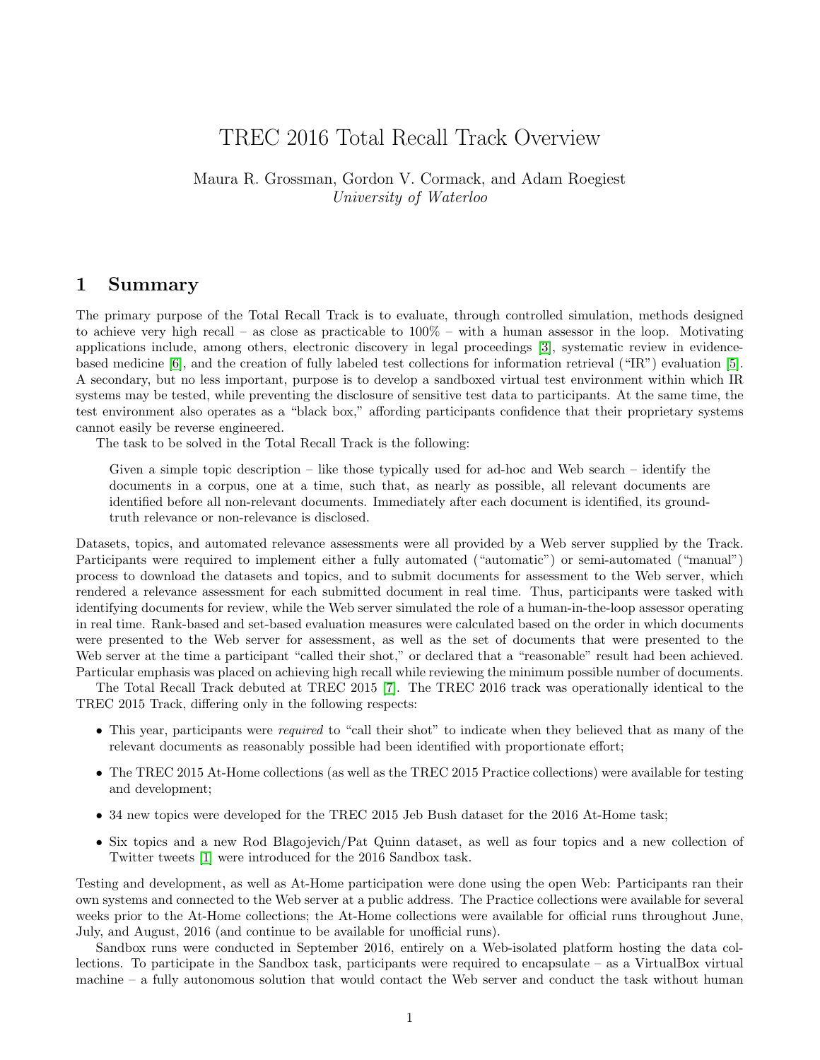# TREC 2016 Total Recall Track Overview

Maura R. Grossman, Gordon V. Cormack, and Adam Roegiest
*University of Waterloo*

## 1 Summary

The primary purpose of the Total Recall Track is to evaluate, through controlled simulation, methods designed to achieve very high recall – as close as practicable to 100% – with a human assessor in the loop. Motivating applications include, among others, electronic discovery in legal proceedings [3], systematic review in evidence-based medicine [6], and the creation of fully labeled test collections for information retrieval ("IR") evaluation [5]. A secondary, but no less important, purpose is to develop a sandboxed virtual test environment within which IR systems may be tested, while preventing the disclosure of sensitive test data to participants. At the same time, the test environment also operates as a "black box," affording participants confidence that their proprietary systems cannot easily be reverse engineered.

The task to be solved in the Total Recall Track is the following:

> Given a simple topic description – like those typically used for ad-hoc and Web search – identify the documents in a corpus, one at a time, such that, as nearly as possible, all relevant documents are identified before all non-relevant documents. Immediately after each document is identified, its ground-truth relevance or non-relevance is disclosed.

Datasets, topics, and automated relevance assessments were all provided by a Web server supplied by the Track. Participants were required to implement either a fully automated ("automatic") or semi-automated ("manual") process to download the datasets and topics, and to submit documents for assessment to the Web server, which rendered a relevance assessment for each submitted document in real time. Thus, participants were tasked with identifying documents for review, while the Web server simulated the role of a human-in-the-loop assessor operating in real time. Rank-based and set-based evaluation measures were calculated based on the order in which documents were presented to the Web server for assessment, as well as the set of documents that were presented to the Web server at the time a participant "called their shot," or declared that a "reasonable" result had been achieved. Particular emphasis was placed on achieving high recall while reviewing the minimum possible number of documents.

The Total Recall Track debuted at TREC 2015 [7]. The TREC 2016 track was operationally identical to the TREC 2015 Track, differing only in the following respects:

- This year, participants were *required* to "call their shot" to indicate when they believed that as many of the relevant documents as reasonably possible had been identified with proportionate effort;
- The TREC 2015 At-Home collections (as well as the TREC 2015 Practice collections) were available for testing and development;
- 34 new topics were developed for the TREC 2015 Jeb Bush dataset for the 2016 At-Home task;
- Six topics and a new Rod Blagojevich/Pat Quinn dataset, as well as four topics and a new collection of Twitter tweets [1] were introduced for the 2016 Sandbox task.

Testing and development, as well as At-Home participation were done using the open Web: Participants ran their own systems and connected to the Web server at a public address. The Practice collections were available for several weeks prior to the At-Home collections; the At-Home collections were available for official runs throughout June, July, and August, 2016 (and continue to be available for unofficial runs).

Sandbox runs were conducted in September 2016, entirely on a Web-isolated platform hosting the data collections. To participate in the Sandbox task, participants were required to encapsulate – as a VirtualBox virtual machine – a fully autonomous solution that would contact the Web server and conduct the task without human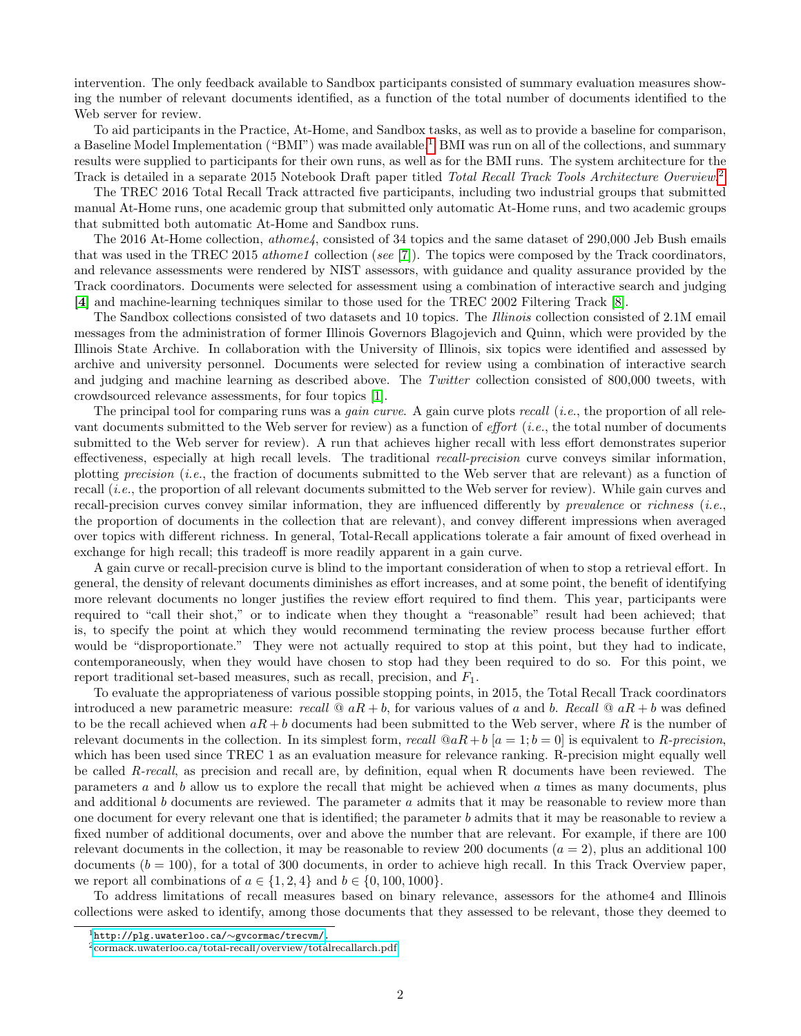intervention. The only feedback available to Sandbox participants consisted of summary evaluation measures showing the number of relevant documents identified, as a function of the total number of documents identified to the Web server for review.

To aid participants in the Practice, At-Home, and Sandbox tasks, as well as to provide a baseline for comparison, a Baseline Model Implementation ("BMI") was made available.[1] BMI was run on all of the collections, and summary results were supplied to participants for their own runs, as well as for the BMI runs. The system architecture for the Track is detailed in a separate 2015 Notebook Draft paper titled *Total Recall Track Tools Architecture Overview*.[2]

The TREC 2016 Total Recall Track attracted five participants, including two industrial groups that submitted manual At-Home runs, one academic group that submitted only automatic At-Home runs, and two academic groups that submitted both automatic At-Home and Sandbox runs.

The 2016 At-Home collection, *athome4*, consisted of 34 topics and the same dataset of 290,000 Jeb Bush emails that was used in the TREC 2015 *athome1* collection (*see* [7]). The topics were composed by the Track coordinators, and relevance assessments were rendered by NIST assessors, with guidance and quality assurance provided by the Track coordinators. Documents were selected for assessment using a combination of interactive search and judging [**4**] and machine-learning techniques similar to those used for the TREC 2002 Filtering Track [8].

The Sandbox collections consisted of two datasets and 10 topics. The *Illinois* collection consisted of 2.1M email messages from the administration of former Illinois Governors Blagojevich and Quinn, which were provided by the Illinois State Archive. In collaboration with the University of Illinois, six topics were identified and assessed by archive and university personnel. Documents were selected for review using a combination of interactive search and judging and machine learning as described above. The *Twitter* collection consisted of 800,000 tweets, with crowdsourced relevance assessments, for four topics [1].

The principal tool for comparing runs was a *gain curve*. A gain curve plots *recall* (*i.e.*, the proportion of all relevant documents submitted to the Web server for review) as a function of *effort* (*i.e.*, the total number of documents submitted to the Web server for review). A run that achieves higher recall with less effort demonstrates superior effectiveness, especially at high recall levels. The traditional *recall-precision* curve conveys similar information, plotting *precision* (*i.e.*, the fraction of documents submitted to the Web server that are relevant) as a function of recall (*i.e.*, the proportion of all relevant documents submitted to the Web server for review). While gain curves and recall-precision curves convey similar information, they are influenced differently by *prevalence* or *richness* (*i.e.*, the proportion of documents in the collection that are relevant), and convey different impressions when averaged over topics with different richness. In general, Total-Recall applications tolerate a fair amount of fixed overhead in exchange for high recall; this tradeoff is more readily apparent in a gain curve.

A gain curve or recall-precision curve is blind to the important consideration of when to stop a retrieval effort. In general, the density of relevant documents diminishes as effort increases, and at some point, the benefit of identifying more relevant documents no longer justifies the review effort required to find them. This year, participants were required to "call their shot," or to indicate when they thought a "reasonable" result had been achieved; that is, to specify the point at which they would recommend terminating the review process because further effort would be "disproportionate." They were not actually required to stop at this point, but they had to indicate, contemporaneously, when they would have chosen to stop had they been required to do so. For this point, we report traditional set-based measures, such as recall, precision, and $F_1$.

To evaluate the appropriateness of various possible stopping points, in 2015, the Total Recall Track coordinators introduced a new parametric measure: *recall* @ $aR + b$, for various values of $a$ and $b$. *Recall* @ $aR + b$ was defined to be the recall achieved when $aR + b$ documents had been submitted to the Web server, where $R$ is the number of relevant documents in the collection. In its simplest form, *recall* @$aR + b$ $[a = 1; b = 0]$ is equivalent to *R-precision*, which has been used since TREC 1 as an evaluation measure for relevance ranking. R-precision might equally well be called *R-recall*, as precision and recall are, by definition, equal when R documents have been reviewed. The parameters $a$ and $b$ allow us to explore the recall that might be achieved when $a$ times as many documents, plus and additional $b$ documents are reviewed. The parameter $a$ admits that it may be reasonable to review more than one document for every relevant one that is identified; the parameter $b$ admits that it may be reasonable to review a fixed number of additional documents, over and above the number that are relevant. For example, if there are 100 relevant documents in the collection, it may be reasonable to review 200 documents ($a = 2$), plus an additional 100 documents ($b = 100$), for a total of 300 documents, in order to achieve high recall. In this Track Overview paper, we report all combinations of $a \in \{1, 2, 4\}$ and $b \in \{0, 100, 1000\}$.

To address limitations of recall measures based on binary relevance, assessors for the athome4 and Illinois collections were asked to identify, among those documents that they assessed to be relevant, those they deemed to

[1] http://plg.uwaterloo.ca/~gvcormac/trecvm/.

[2] cormack.uwaterloo.ca/total-recall/overview/totalrecallarch.pdf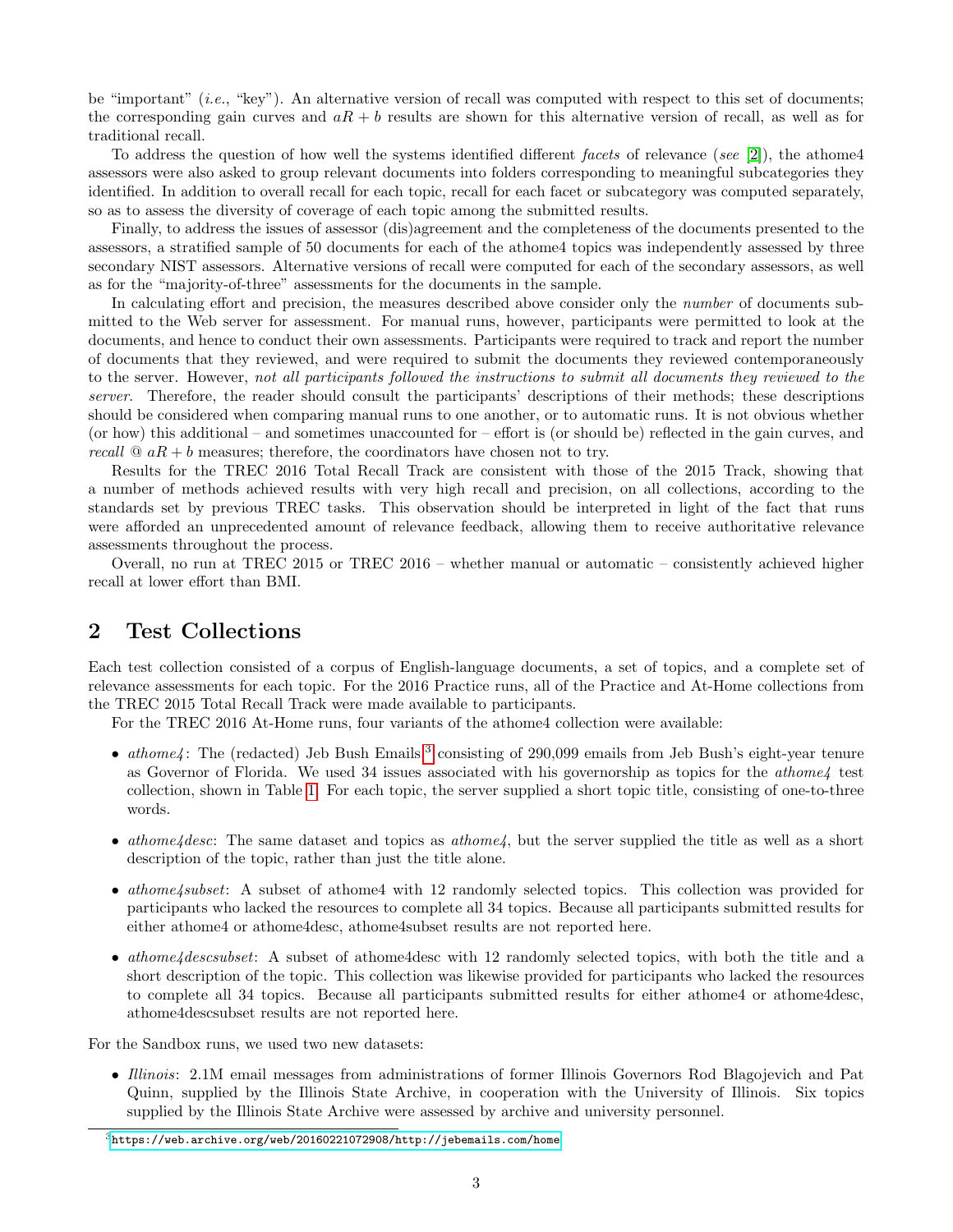be "important" (*i.e.*, "key"). An alternative version of recall was computed with respect to this set of documents; the corresponding gain curves and $aR + b$ results are shown for this alternative version of recall, as well as for traditional recall.

To address the question of how well the systems identified different *facets* of relevance (*see* [2]), the athome4 assessors were also asked to group relevant documents into folders corresponding to meaningful subcategories they identified. In addition to overall recall for each topic, recall for each facet or subcategory was computed separately, so as to assess the diversity of coverage of each topic among the submitted results.

Finally, to address the issues of assessor (dis)agreement and the completeness of the documents presented to the assessors, a stratified sample of 50 documents for each of the athome4 topics was independently assessed by three secondary NIST assessors. Alternative versions of recall were computed for each of the secondary assessors, as well as for the "majority-of-three" assessments for the documents in the sample.

In calculating effort and precision, the measures described above consider only the *number* of documents submitted to the Web server for assessment. For manual runs, however, participants were permitted to look at the documents, and hence to conduct their own assessments. Participants were required to track and report the number of documents that they reviewed, and were required to submit the documents they reviewed contemporaneously to the server. However, *not all participants followed the instructions to submit all documents they reviewed to the server*. Therefore, the reader should consult the participants' descriptions of their methods; these descriptions should be considered when comparing manual runs to one another, or to automatic runs. It is not obvious whether (or how) this additional – and sometimes unaccounted for – effort is (or should be) reflected in the gain curves, and *recall* @ $aR + b$ measures; therefore, the coordinators have chosen not to try.

Results for the TREC 2016 Total Recall Track are consistent with those of the 2015 Track, showing that a number of methods achieved results with very high recall and precision, on all collections, according to the standards set by previous TREC tasks. This observation should be interpreted in light of the fact that runs were afforded an unprecedented amount of relevance feedback, allowing them to receive authoritative relevance assessments throughout the process.

Overall, no run at TREC 2015 or TREC 2016 – whether manual or automatic – consistently achieved higher recall at lower effort than BMI.

## 2 Test Collections

Each test collection consisted of a corpus of English-language documents, a set of topics, and a complete set of relevance assessments for each topic. For the 2016 Practice runs, all of the Practice and At-Home collections from the TREC 2015 Total Recall Track were made available to participants.

For the TREC 2016 At-Home runs, four variants of the athome4 collection were available:

- *athome4*: The (redacted) Jeb Bush Emails[3] consisting of 290,099 emails from Jeb Bush's eight-year tenure as Governor of Florida. We used 34 issues associated with his governorship as topics for the *athome4* test collection, shown in Table 1. For each topic, the server supplied a short topic title, consisting of one-to-three words.
- *athome4desc*: The same dataset and topics as *athome4*, but the server supplied the title as well as a short description of the topic, rather than just the title alone.
- *athome4subset*: A subset of athome4 with 12 randomly selected topics. This collection was provided for participants who lacked the resources to complete all 34 topics. Because all participants submitted results for either athome4 or athome4desc, athome4subset results are not reported here.
- *athome4descsubset*: A subset of athome4desc with 12 randomly selected topics, with both the title and a short description of the topic. This collection was likewise provided for participants who lacked the resources to complete all 34 topics. Because all participants submitted results for either athome4 or athome4desc, athome4descsubset results are not reported here.

For the Sandbox runs, we used two new datasets:

- *Illinois*: 2.1M email messages from administrations of former Illinois Governors Rod Blagojevich and Pat Quinn, supplied by the Illinois State Archive, in cooperation with the University of Illinois. Six topics supplied by the Illinois State Archive were assessed by archive and university personnel.

[3] https://web.archive.org/web/20160221072908/http://jebemails.com/home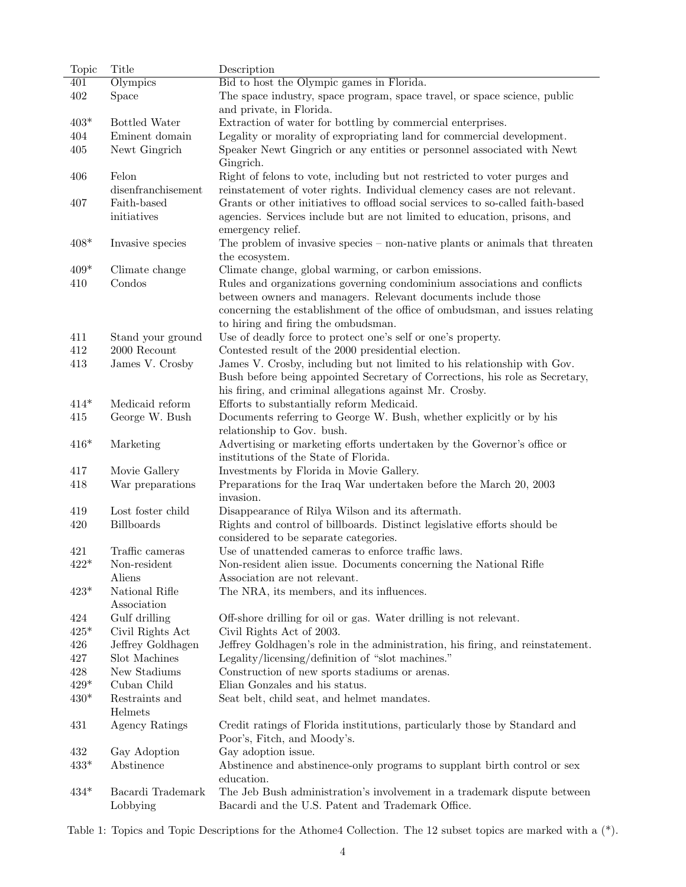| Topic | Title | Description |
|---|---|---|
| 401 | Olympics | Bid to host the Olympic games in Florida. |
| 402 | Space | The space industry, space program, space travel, or space science, public and private, in Florida. |
| 403* | Bottled Water | Extraction of water for bottling by commercial enterprises. |
| 404 | Eminent domain | Legality or morality of expropriating land for commercial development. |
| 405 | Newt Gingrich | Speaker Newt Gingrich or any entities or personnel associated with Newt Gingrich. |
| 406 | Felon disenfranchisement | Right of felons to vote, including but not restricted to voter purges and reinstatement of voter rights. Individual clemency cases are not relevant. |
| 407 | Faith-based initiatives | Grants or other initiatives to offload social services to so-called faith-based agencies. Services include but are not limited to education, prisons, and emergency relief. |
| 408* | Invasive species | The problem of invasive species – non-native plants or animals that threaten the ecosystem. |
| 409* | Climate change | Climate change, global warming, or carbon emissions. |
| 410 | Condos | Rules and organizations governing condominium associations and conflicts between owners and managers. Relevant documents include those concerning the establishment of the office of ombudsman, and issues relating to hiring and firing the ombudsman. |
| 411 | Stand your ground | Use of deadly force to protect one's self or one's property. |
| 412 | 2000 Recount | Contested result of the 2000 presidential election. |
| 413 | James V. Crosby | James V. Crosby, including but not limited to his relationship with Gov. Bush before being appointed Secretary of Corrections, his role as Secretary, his firing, and criminal allegations against Mr. Crosby. |
| 414* | Medicaid reform | Efforts to substantially reform Medicaid. |
| 415 | George W. Bush | Documents referring to George W. Bush, whether explicitly or by his relationship to Gov. bush. |
| 416* | Marketing | Advertising or marketing efforts undertaken by the Governor's office or institutions of the State of Florida. |
| 417 | Movie Gallery | Investments by Florida in Movie Gallery. |
| 418 | War preparations | Preparations for the Iraq War undertaken before the March 20, 2003 invasion. |
| 419 | Lost foster child | Disappearance of Rilya Wilson and its aftermath. |
| 420 | Billboards | Rights and control of billboards. Distinct legislative efforts should be considered to be separate categories. |
| 421 | Traffic cameras | Use of unattended cameras to enforce traffic laws. |
| 422* | Non-resident Aliens | Non-resident alien issue. Documents concerning the National Rifle Association are not relevant. |
| 423* | National Rifle Association | The NRA, its members, and its influences. |
| 424 | Gulf drilling | Off-shore drilling for oil or gas. Water drilling is not relevant. |
| 425* | Civil Rights Act | Civil Rights Act of 2003. |
| 426 | Jeffrey Goldhagen | Jeffrey Goldhagen's role in the administration, his firing, and reinstatement. |
| 427 | Slot Machines | Legality/licensing/definition of "slot machines." |
| 428 | New Stadiums | Construction of new sports stadiums or arenas. |
| 429* | Cuban Child | Elian Gonzales and his status. |
| 430* | Restraints and Helmets | Seat belt, child seat, and helmet mandates. |
| 431 | Agency Ratings | Credit ratings of Florida institutions, particularly those by Standard and Poor's, Fitch, and Moody's. |
| 432 | Gay Adoption | Gay adoption issue. |
| 433* | Abstinence | Abstinence and abstinence-only programs to supplant birth control or sex education. |
| 434* | Bacardi Trademark Lobbying | The Jeb Bush administration's involvement in a trademark dispute between Bacardi and the U.S. Patent and Trademark Office. |

Table 1: Topics and Topic Descriptions for the Athome4 Collection. The 12 subset topics are marked with a (*).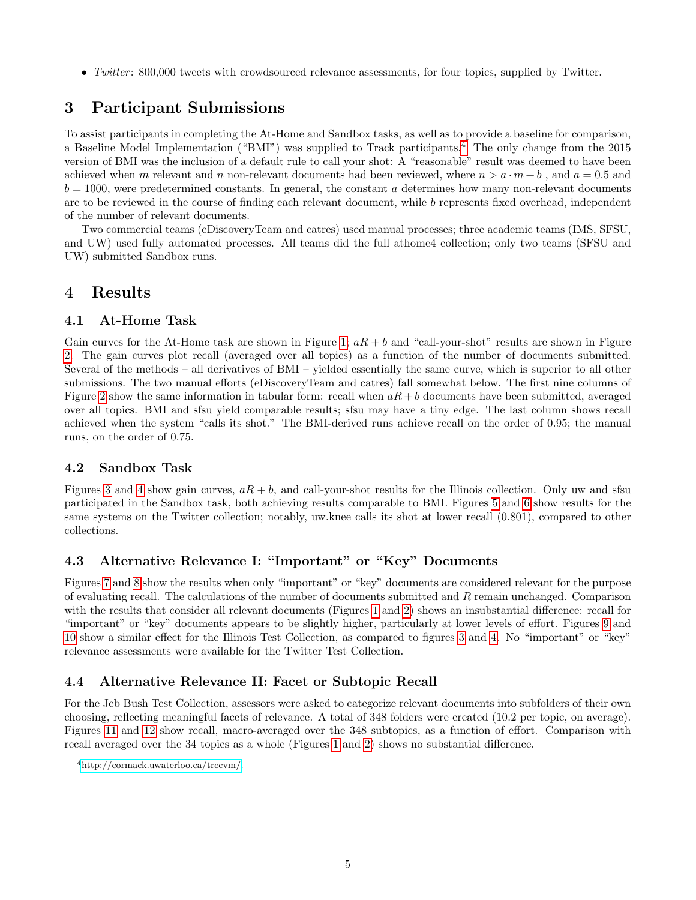- *Twitter*: 800,000 tweets with crowdsourced relevance assessments, for four topics, supplied by Twitter.

## 3 Participant Submissions

To assist participants in completing the At-Home and Sandbox tasks, as well as to provide a baseline for comparison, a Baseline Model Implementation ("BMI") was supplied to Track participants.[4] The only change from the 2015 version of BMI was the inclusion of a default rule to call your shot: A "reasonable" result was deemed to have been achieved when $m$ relevant and $n$ non-relevant documents had been reviewed, where $n > a \cdot m + b$ , and $a = 0.5$ and $b = 1000$, were predetermined constants. In general, the constant $a$ determines how many non-relevant documents are to be reviewed in the course of finding each relevant document, while $b$ represents fixed overhead, independent of the number of relevant documents.

Two commercial teams (eDiscoveryTeam and catres) used manual processes; three academic teams (IMS, SFSU, and UW) used fully automated processes. All teams did the full athome4 collection; only two teams (SFSU and UW) submitted Sandbox runs.

## 4 Results

### 4.1 At-Home Task

Gain curves for the At-Home task are shown in Figure 1; $aR + b$ and "call-your-shot" results are shown in Figure 2. The gain curves plot recall (averaged over all topics) as a function of the number of documents submitted. Several of the methods – all derivatives of BMI – yielded essentially the same curve, which is superior to all other submissions. The two manual efforts (eDiscoveryTeam and catres) fall somewhat below. The first nine columns of Figure 2 show the same information in tabular form: recall when $aR + b$ documents have been submitted, averaged over all topics. BMI and sfsu yield comparable results; sfsu may have a tiny edge. The last column shows recall achieved when the system "calls its shot." The BMI-derived runs achieve recall on the order of 0.95; the manual runs, on the order of 0.75.

### 4.2 Sandbox Task

Figures 3 and 4 show gain curves, $aR + b$, and call-your-shot results for the Illinois collection. Only uw and sfsu participated in the Sandbox task, both achieving results comparable to BMI. Figures 5 and 6 show results for the same systems on the Twitter collection; notably, uw.knee calls its shot at lower recall (0.801), compared to other collections.

### 4.3 Alternative Relevance I: "Important" or "Key" Documents

Figures 7 and 8 show the results when only "important" or "key" documents are considered relevant for the purpose of evaluating recall. The calculations of the number of documents submitted and $R$ remain unchanged. Comparison with the results that consider all relevant documents (Figures 1 and 2) shows an insubstantial difference: recall for "important" or "key" documents appears to be slightly higher, particularly at lower levels of effort. Figures 9 and 10 show a similar effect for the Illinois Test Collection, as compared to figures 3 and 4. No "important" or "key" relevance assessments were available for the Twitter Test Collection.

### 4.4 Alternative Relevance II: Facet or Subtopic Recall

For the Jeb Bush Test Collection, assessors were asked to categorize relevant documents into subfolders of their own choosing, reflecting meaningful facets of relevance. A total of 348 folders were created (10.2 per topic, on average). Figures 11 and 12 show recall, macro-averaged over the 348 subtopics, as a function of effort. Comparison with recall averaged over the 34 topics as a whole (Figures 1 and 2) shows no substantial difference.

[4] http://cormack.uwaterloo.ca/trecvm/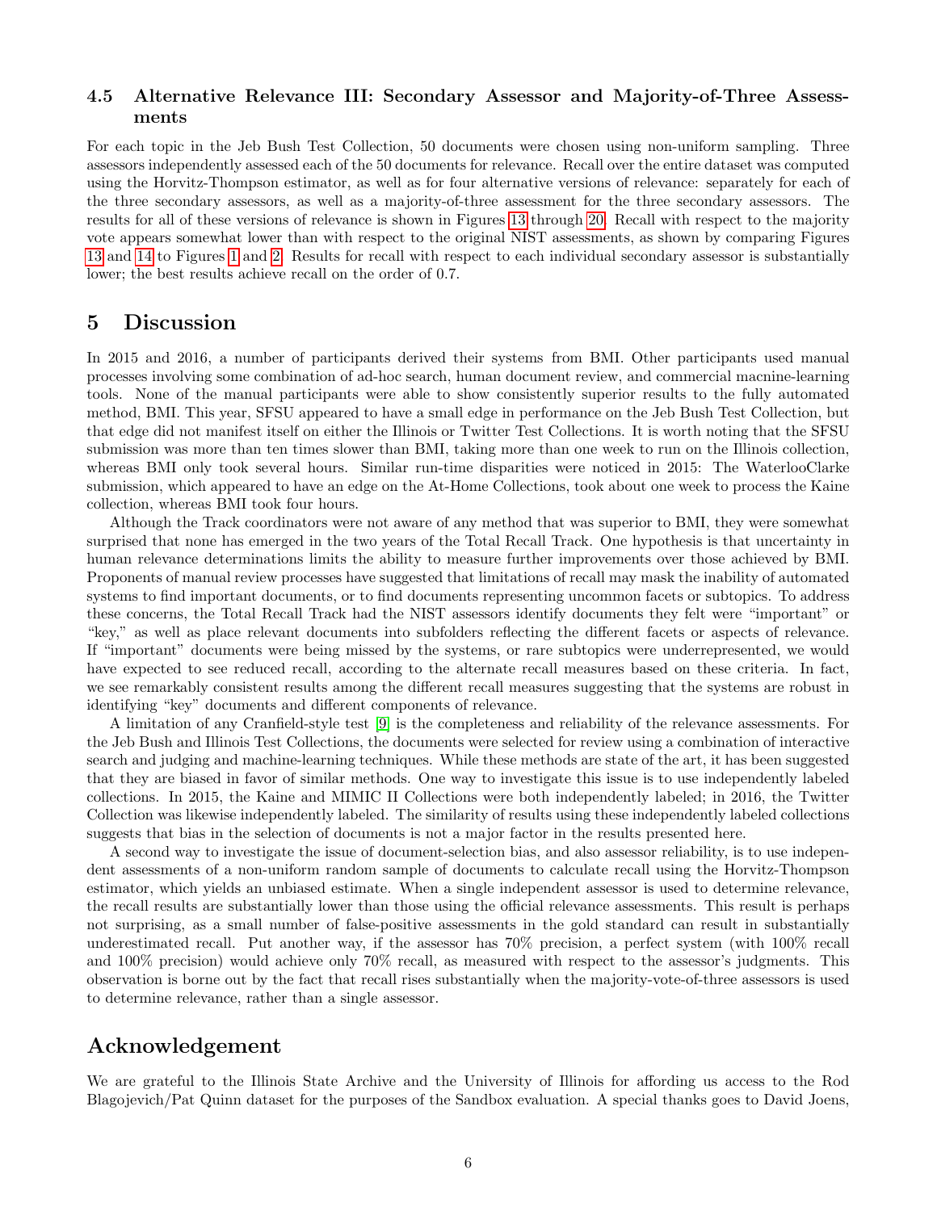### 4.5 Alternative Relevance III: Secondary Assessor and Majority-of-Three Assessments

For each topic in the Jeb Bush Test Collection, 50 documents were chosen using non-uniform sampling. Three assessors independently assessed each of the 50 documents for relevance. Recall over the entire dataset was computed using the Horvitz-Thompson estimator, as well as for four alternative versions of relevance: separately for each of the three secondary assessors, as well as a majority-of-three assessment for the three secondary assessors. The results for all of these versions of relevance is shown in Figures 13 through 20. Recall with respect to the majority vote appears somewhat lower than with respect to the original NIST assessments, as shown by comparing Figures 13 and 14 to Figures 1 and 2. Results for recall with respect to each individual secondary assessor is substantially lower; the best results achieve recall on the order of 0.7.

## 5 Discussion

In 2015 and 2016, a number of participants derived their systems from BMI. Other participants used manual processes involving some combination of ad-hoc search, human document review, and commercial macnine-learning tools. None of the manual participants were able to show consistently superior results to the fully automated method, BMI. This year, SFSU appeared to have a small edge in performance on the Jeb Bush Test Collection, but that edge did not manifest itself on either the Illinois or Twitter Test Collections. It is worth noting that the SFSU submission was more than ten times slower than BMI, taking more than one week to run on the Illinois collection, whereas BMI only took several hours. Similar run-time disparities were noticed in 2015: The WaterlooClarke submission, which appeared to have an edge on the At-Home Collections, took about one week to process the Kaine collection, whereas BMI took four hours.

Although the Track coordinators were not aware of any method that was superior to BMI, they were somewhat surprised that none has emerged in the two years of the Total Recall Track. One hypothesis is that uncertainty in human relevance determinations limits the ability to measure further improvements over those achieved by BMI. Proponents of manual review processes have suggested that limitations of recall may mask the inability of automated systems to find important documents, or to find documents representing uncommon facets or subtopics. To address these concerns, the Total Recall Track had the NIST assessors identify documents they felt were "important" or "key," as well as place relevant documents into subfolders reflecting the different facets or aspects of relevance. If "important" documents were being missed by the systems, or rare subtopics were underrepresented, we would have expected to see reduced recall, according to the alternate recall measures based on these criteria. In fact, we see remarkably consistent results among the different recall measures suggesting that the systems are robust in identifying "key" documents and different components of relevance.

A limitation of any Cranfield-style test [9] is the completeness and reliability of the relevance assessments. For the Jeb Bush and Illinois Test Collections, the documents were selected for review using a combination of interactive search and judging and machine-learning techniques. While these methods are state of the art, it has been suggested that they are biased in favor of similar methods. One way to investigate this issue is to use independently labeled collections. In 2015, the Kaine and MIMIC II Collections were both independently labeled; in 2016, the Twitter Collection was likewise independently labeled. The similarity of results using these independently labeled collections suggests that bias in the selection of documents is not a major factor in the results presented here.

A second way to investigate the issue of document-selection bias, and also assessor reliability, is to use independent assessments of a non-uniform random sample of documents to calculate recall using the Horvitz-Thompson estimator, which yields an unbiased estimate. When a single independent assessor is used to determine relevance, the recall results are substantially lower than those using the official relevance assessments. This result is perhaps not surprising, as a small number of false-positive assessments in the gold standard can result in substantially underestimated recall. Put another way, if the assessor has 70% precision, a perfect system (with 100% recall and 100% precision) would achieve only 70% recall, as measured with respect to the assessor's judgments. This observation is borne out by the fact that recall rises substantially when the majority-vote-of-three assessors is used to determine relevance, rather than a single assessor.

## Acknowledgement

We are grateful to the Illinois State Archive and the University of Illinois for affording us access to the Rod Blagojevich/Pat Quinn dataset for the purposes of the Sandbox evaluation. A special thanks goes to David Joens,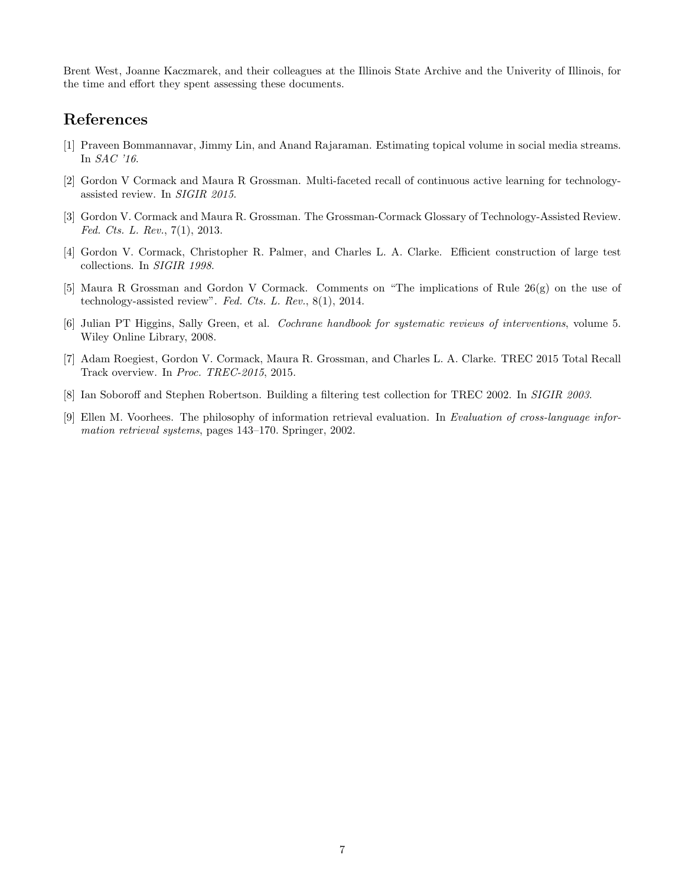Brent West, Joanne Kaczmarek, and their colleagues at the Illinois State Archive and the Univerity of Illinois, for the time and effort they spent assessing these documents.

## References

[1] Praveen Bommannavar, Jimmy Lin, and Anand Rajaraman. Estimating topical volume in social media streams. In *SAC '16*.

[2] Gordon V Cormack and Maura R Grossman. Multi-faceted recall of continuous active learning for technology-assisted review. In *SIGIR 2015*.

[3] Gordon V. Cormack and Maura R. Grossman. The Grossman-Cormack Glossary of Technology-Assisted Review. *Fed. Cts. L. Rev.*, 7(1), 2013.

[4] Gordon V. Cormack, Christopher R. Palmer, and Charles L. A. Clarke. Efficient construction of large test collections. In *SIGIR 1998*.

[5] Maura R Grossman and Gordon V Cormack. Comments on "The implications of Rule 26(g) on the use of technology-assisted review". *Fed. Cts. L. Rev.*, 8(1), 2014.

[6] Julian PT Higgins, Sally Green, et al. *Cochrane handbook for systematic reviews of interventions*, volume 5. Wiley Online Library, 2008.

[7] Adam Roegiest, Gordon V. Cormack, Maura R. Grossman, and Charles L. A. Clarke. TREC 2015 Total Recall Track overview. In *Proc. TREC-2015*, 2015.

[8] Ian Soboroff and Stephen Robertson. Building a filtering test collection for TREC 2002. In *SIGIR 2003*.

[9] Ellen M. Voorhees. The philosophy of information retrieval evaluation. In *Evaluation of cross-language information retrieval systems*, pages 143–170. Springer, 2002.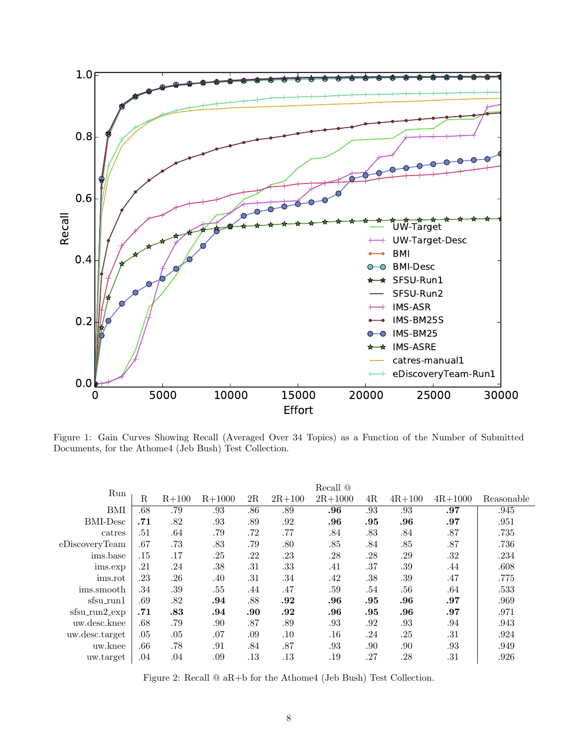Figure 1: Gain Curves Showing Recall (Averaged Over 34 Topics) as a Function of the Number of Submitted Documents, for the Athome4 (Jeb Bush) Test Collection.

| Run | Recall @ R | R+100 | R+1000 | 2R | 2R+100 | 2R+1000 | 4R | 4R+100 | 4R+1000 | Reasonable |
|---|---|---|---|---|---|---|---|---|---|---|
| BMI | .68 | .79 | .93 | .86 | .89 | **.96** | .93 | .93 | **.97** | .945 |
| BMI-Desc | **.71** | .82 | .93 | .89 | .92 | **.96** | **.95** | **.96** | **.97** | .951 |
| catres | .51 | .64 | .79 | .72 | .77 | .84 | .83 | .84 | .87 | .735 |
| eDiscoveryTeam | .67 | .73 | .83 | .79 | .80 | .85 | .84 | .85 | .87 | .736 |
| ims.base | .15 | .17 | .25 | .22 | .23 | .28 | .28 | .29 | .32 | .234 |
| ims.exp | .21 | .24 | .38 | .31 | .33 | .41 | .37 | .39 | .44 | .608 |
| ims.rot | .23 | .26 | .40 | .31 | .34 | .42 | .38 | .39 | .47 | .775 |
| ims.smooth | .34 | .39 | .55 | .44 | .47 | .59 | .54 | .56 | .64 | .533 |
| sfsu_run1 | .69 | .82 | **.94** | .88 | **.92** | **.96** | **.95** | **.96** | **.97** | .969 |
| sfsu_run2_exp | **.71** | **.83** | **.94** | **.90** | **.92** | **.96** | **.95** | **.96** | **.97** | .971 |
| uw.desc.knee | .68 | .79 | .90 | .87 | .89 | .93 | .92 | .93 | .94 | .943 |
| uw.desc.target | .05 | .05 | .07 | .09 | .10 | .16 | .24 | .25 | .31 | .924 |
| uw.knee | .66 | .78 | .91 | .84 | .87 | .93 | .90 | .90 | .93 | .949 |
| uw.target | .04 | .04 | .09 | .13 | .13 | .19 | .27 | .28 | .31 | .926 |

Figure 2: Recall @ aR+b for the Athome4 (Jeb Bush) Test Collection.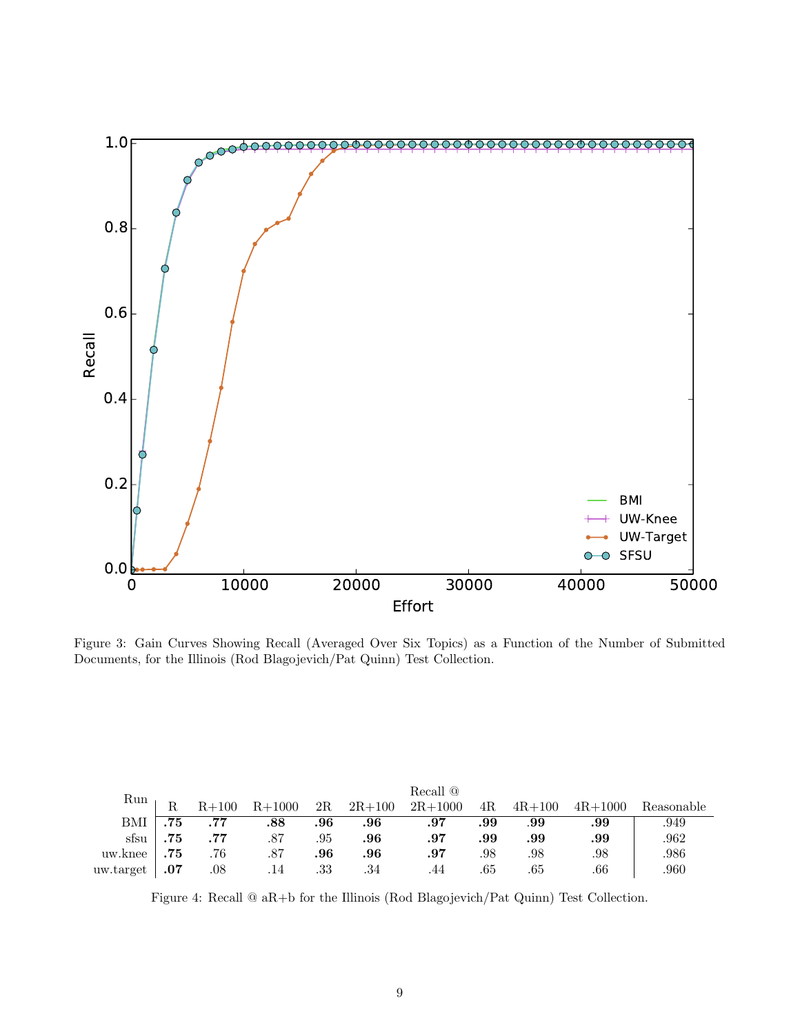Figure 3: Gain Curves Showing Recall (Averaged Over Six Topics) as a Function of the Number of Submitted Documents, for the Illinois (Rod Blagojevich/Pat Quinn) Test Collection.

| Run | Recall @ R | R+100 | R+1000 | 2R | 2R+100 | 2R+1000 | 4R | 4R+100 | 4R+1000 | Reasonable |
|---|---|---|---|---|---|---|---|---|---|---|
| BMI | **.75** | **.77** | **.88** | **.96** | **.96** | **.97** | **.99** | **.99** | **.99** | .949 |
| sfsu | **.75** | **.77** | .87 | .95 | **.96** | **.97** | **.99** | **.99** | **.99** | .962 |
| uw.knee | **.75** | .76 | .87 | **.96** | **.96** | **.97** | .98 | .98 | .98 | .986 |
| uw.target | **.07** | .08 | .14 | .33 | .34 | .44 | .65 | .65 | .66 | .960 |

Figure 4: Recall @ aR+b for the Illinois (Rod Blagojevich/Pat Quinn) Test Collection.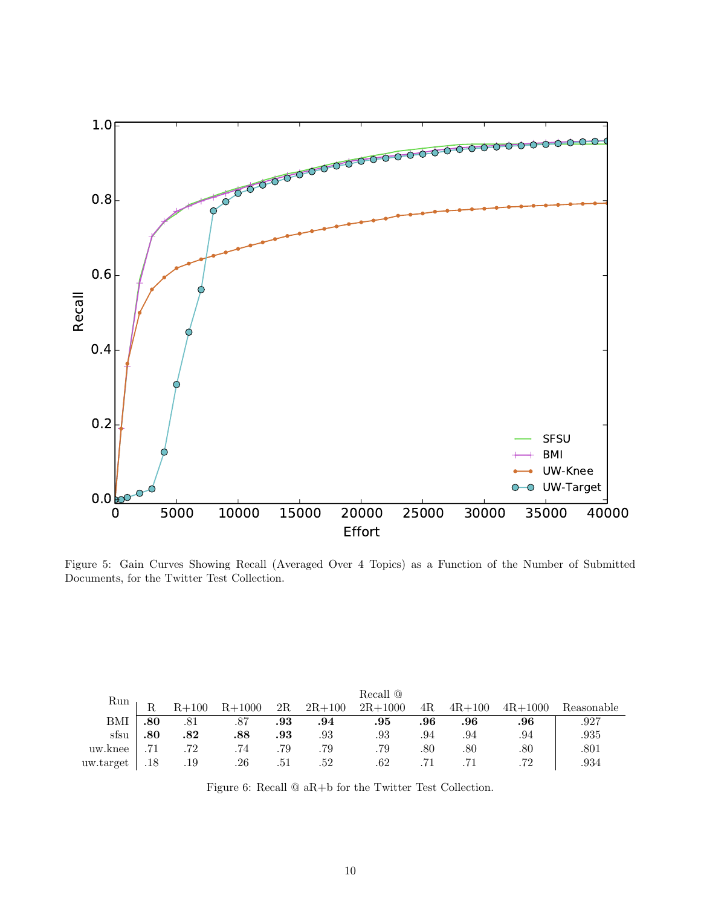Figure 5: Gain Curves Showing Recall (Averaged Over 4 Topics) as a Function of the Number of Submitted Documents, for the Twitter Test Collection.

| Run | Recall @ R | R+100 | R+1000 | 2R | 2R+100 | 2R+1000 | 4R | 4R+100 | 4R+1000 | Reasonable |
|---|---|---|---|---|---|---|---|---|---|---|
| BMI | **.80** | .81 | .87 | **.93** | **.94** | **.95** | **.96** | **.96** | **.96** | .927 |
| sfsu | **.80** | **.82** | **.88** | **.93** | .93 | .93 | .94 | .94 | .94 | .935 |
| uw.knee | .71 | .72 | .74 | .79 | .79 | .79 | .80 | .80 | .80 | .801 |
| uw.target | .18 | .19 | .26 | .51 | .52 | .62 | .71 | .71 | .72 | .934 |

Figure 6: Recall @ aR+b for the Twitter Test Collection.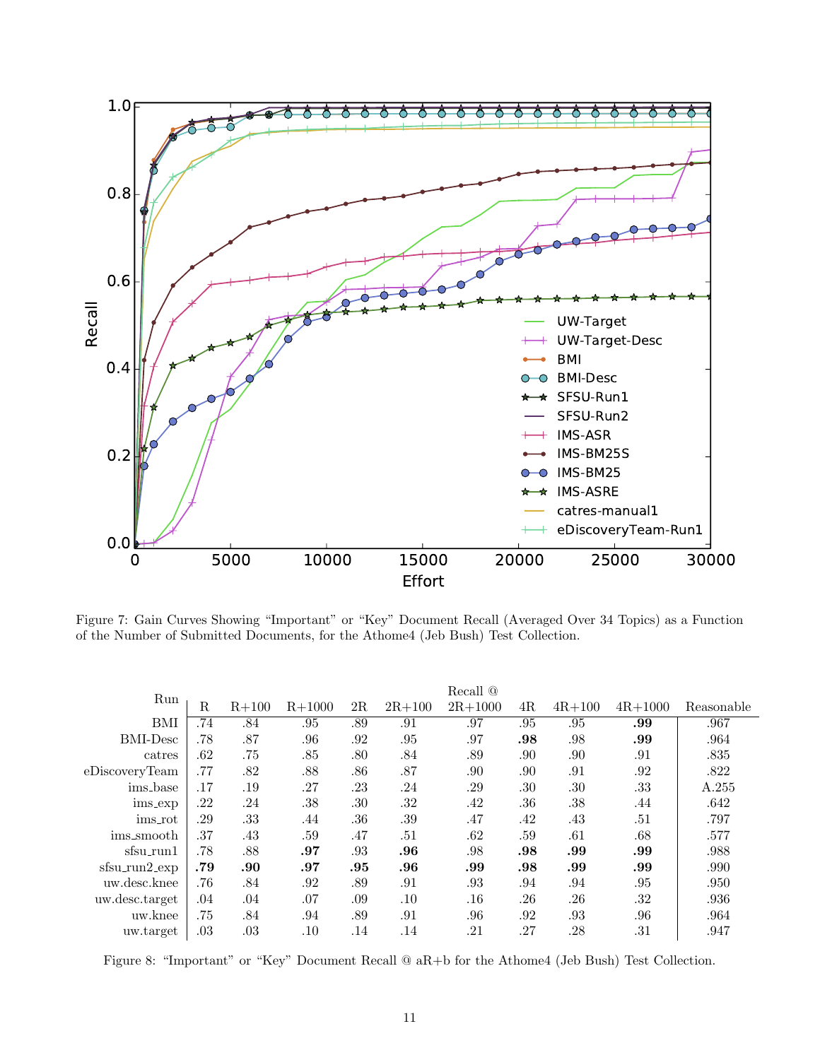Figure 7: Gain Curves Showing "Important" or "Key" Document Recall (Averaged Over 34 Topics) as a Function of the Number of Submitted Documents, for the Athome4 (Jeb Bush) Test Collection.

| Run | Recall @ R | R+100 | R+1000 | 2R | 2R+100 | 2R+1000 | 4R | 4R+100 | 4R+1000 | Reasonable |
|---|---|---|---|---|---|---|---|---|---|---|
| BMI | .74 | .84 | .95 | .89 | .91 | .97 | .95 | .95 | **.99** | .967 |
| BMI-Desc | .78 | .87 | .96 | .92 | .95 | .97 | **.98** | .98 | **.99** | .964 |
| catres | .62 | .75 | .85 | .80 | .84 | .89 | .90 | .90 | .91 | .835 |
| eDiscoveryTeam | .77 | .82 | .88 | .86 | .87 | .90 | .90 | .91 | .92 | .822 |
| ims_base | .17 | .19 | .27 | .23 | .24 | .29 | .30 | .30 | .33 | A.255 |
| ims_exp | .22 | .24 | .38 | .30 | .32 | .42 | .36 | .38 | .44 | .642 |
| ims_rot | .29 | .33 | .44 | .36 | .39 | .47 | .42 | .43 | .51 | .797 |
| ims_smooth | .37 | .43 | .59 | .47 | .51 | .62 | .59 | .61 | .68 | .577 |
| sfsu_run1 | .78 | .88 | **.97** | .93 | **.96** | .98 | **.98** | **.99** | **.99** | .988 |
| sfsu_run2_exp | **.79** | **.90** | **.97** | **.95** | **.96** | **.99** | **.98** | **.99** | **.99** | .990 |
| uw.desc.knee | .76 | .84 | .92 | .89 | .91 | .93 | .94 | .94 | .95 | .950 |
| uw.desc.target | .04 | .04 | .07 | .09 | .10 | .16 | .26 | .26 | .32 | .936 |
| uw.knee | .75 | .84 | .94 | .89 | .91 | .96 | .92 | .93 | .96 | .964 |
| uw.target | .03 | .03 | .10 | .14 | .14 | .21 | .27 | .28 | .31 | .947 |

Figure 8: "Important" or "Key" Document Recall @ aR+b for the Athome4 (Jeb Bush) Test Collection.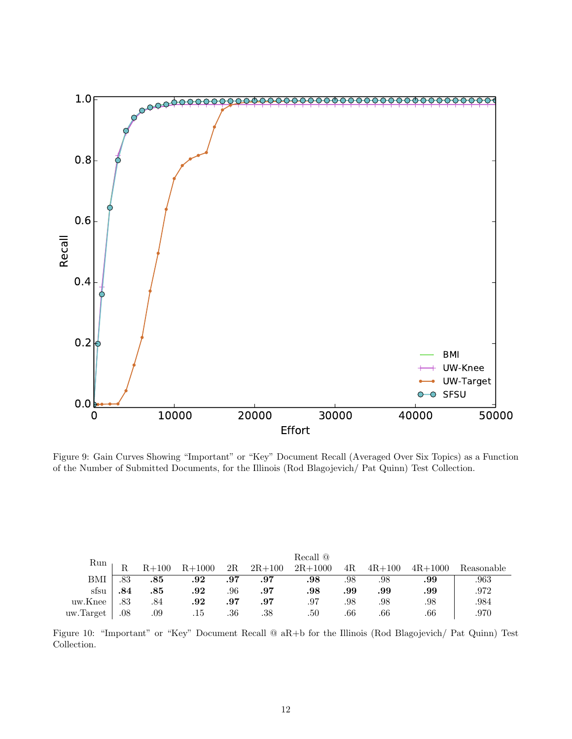Figure 9: Gain Curves Showing “Important” or “Key” Document Recall (Averaged Over Six Topics) as a Function of the Number of Submitted Documents, for the Illinois (Rod Blagojevich/ Pat Quinn) Test Collection.

| Run | Recall @ R | R+100 | R+1000 | 2R | 2R+100 | 2R+1000 | 4R | 4R+100 | 4R+1000 | Reasonable |
|---|---|---|---|---|---|---|---|---|---|---|
| BMI | .83 | **.85** | **.92** | **.97** | **.97** | **.98** | .98 | .98 | **.99** | .963 |
| sfsu | **.84** | **.85** | **.92** | .96 | **.97** | **.98** | **.99** | **.99** | **.99** | .972 |
| uw.Knee | .83 | .84 | **.92** | **.97** | **.97** | .97 | .98 | .98 | .98 | .984 |
| uw.Target | .08 | .09 | .15 | .36 | .38 | .50 | .66 | .66 | .66 | .970 |

Figure 10: “Important” or “Key” Document Recall @ aR+b for the Illinois (Rod Blagojevich/ Pat Quinn) Test Collection.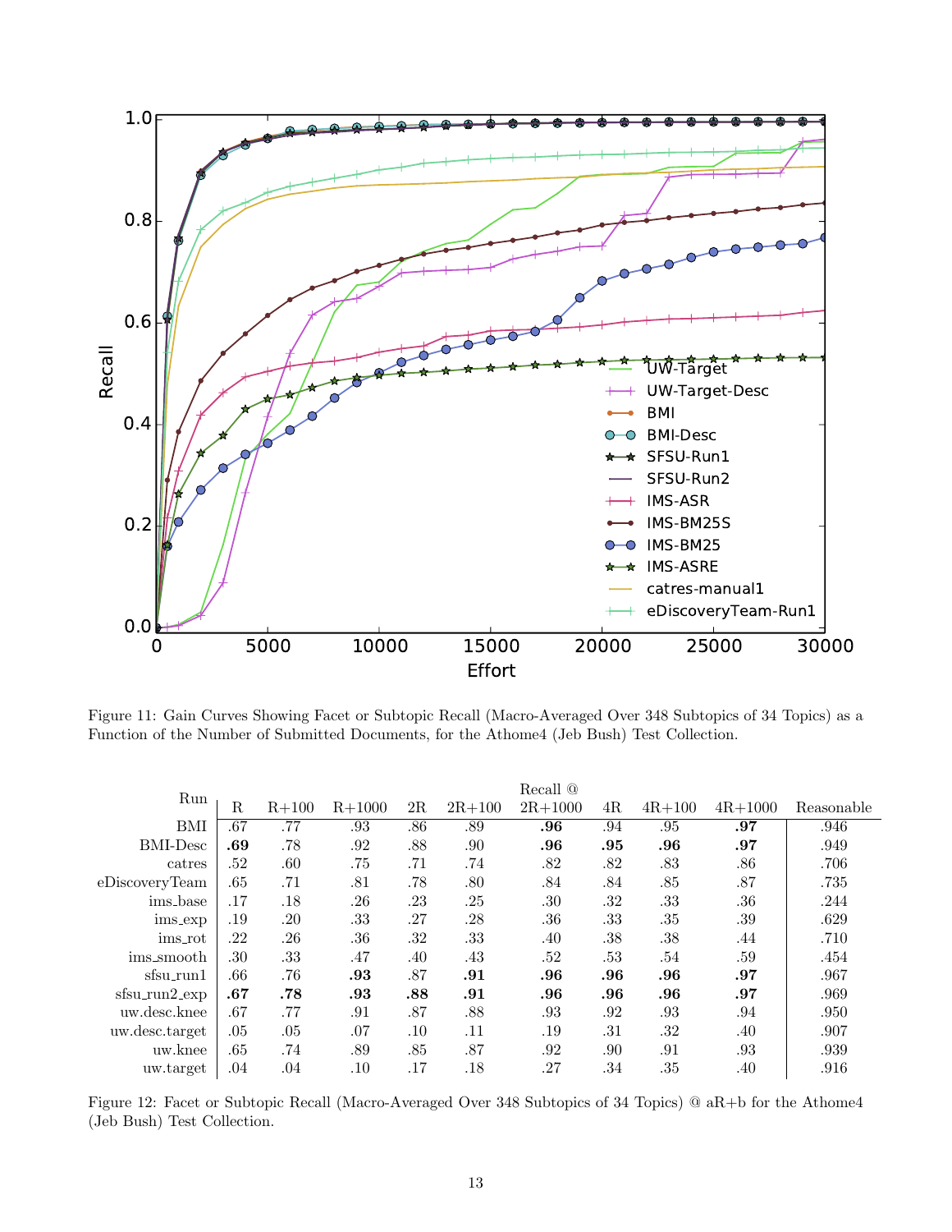Figure 11: Gain Curves Showing Facet or Subtopic Recall (Macro-Averaged Over 348 Subtopics of 34 Topics) as a Function of the Number of Submitted Documents, for the Athome4 (Jeb Bush) Test Collection.

| Run | Recall @ R | R+100 | R+1000 | 2R | 2R+100 | 2R+1000 | 4R | 4R+100 | 4R+1000 | Reasonable |
|---|---|---|---|---|---|---|---|---|---|---|
| BMI | .67 | .77 | .93 | .86 | .89 | **.96** | .94 | .95 | **.97** | .946 |
| BMI-Desc | **.69** | .78 | .92 | .88 | .90 | **.96** | **.95** | **.96** | **.97** | .949 |
| catres | .52 | .60 | .75 | .71 | .74 | .82 | .82 | .83 | .86 | .706 |
| eDiscoveryTeam | .65 | .71 | .81 | .78 | .80 | .84 | .84 | .85 | .87 | .735 |
| ims_base | .17 | .18 | .26 | .23 | .25 | .30 | .32 | .33 | .36 | .244 |
| ims_exp | .19 | .20 | .33 | .27 | .28 | .36 | .33 | .35 | .39 | .629 |
| ims_rot | .22 | .26 | .36 | .32 | .33 | .40 | .38 | .38 | .44 | .710 |
| ims_smooth | .30 | .33 | .47 | .40 | .43 | .52 | .53 | .54 | .59 | .454 |
| sfsu_run1 | .66 | .76 | **.93** | .87 | **.91** | **.96** | **.96** | **.96** | **.97** | .967 |
| sfsu_run2_exp | **.67** | **.78** | **.93** | **.88** | **.91** | **.96** | **.96** | **.96** | **.97** | .969 |
| uw.desc.knee | .67 | .77 | .91 | .87 | .88 | .93 | .92 | .93 | .94 | .950 |
| uw.desc.target | .05 | .05 | .07 | .10 | .11 | .19 | .31 | .32 | .40 | .907 |
| uw.knee | .65 | .74 | .89 | .85 | .87 | .92 | .90 | .91 | .93 | .939 |
| uw.target | .04 | .04 | .10 | .17 | .18 | .27 | .34 | .35 | .40 | .916 |

Figure 12: Facet or Subtopic Recall (Macro-Averaged Over 348 Subtopics of 34 Topics) @ aR+b for the Athome4 (Jeb Bush) Test Collection.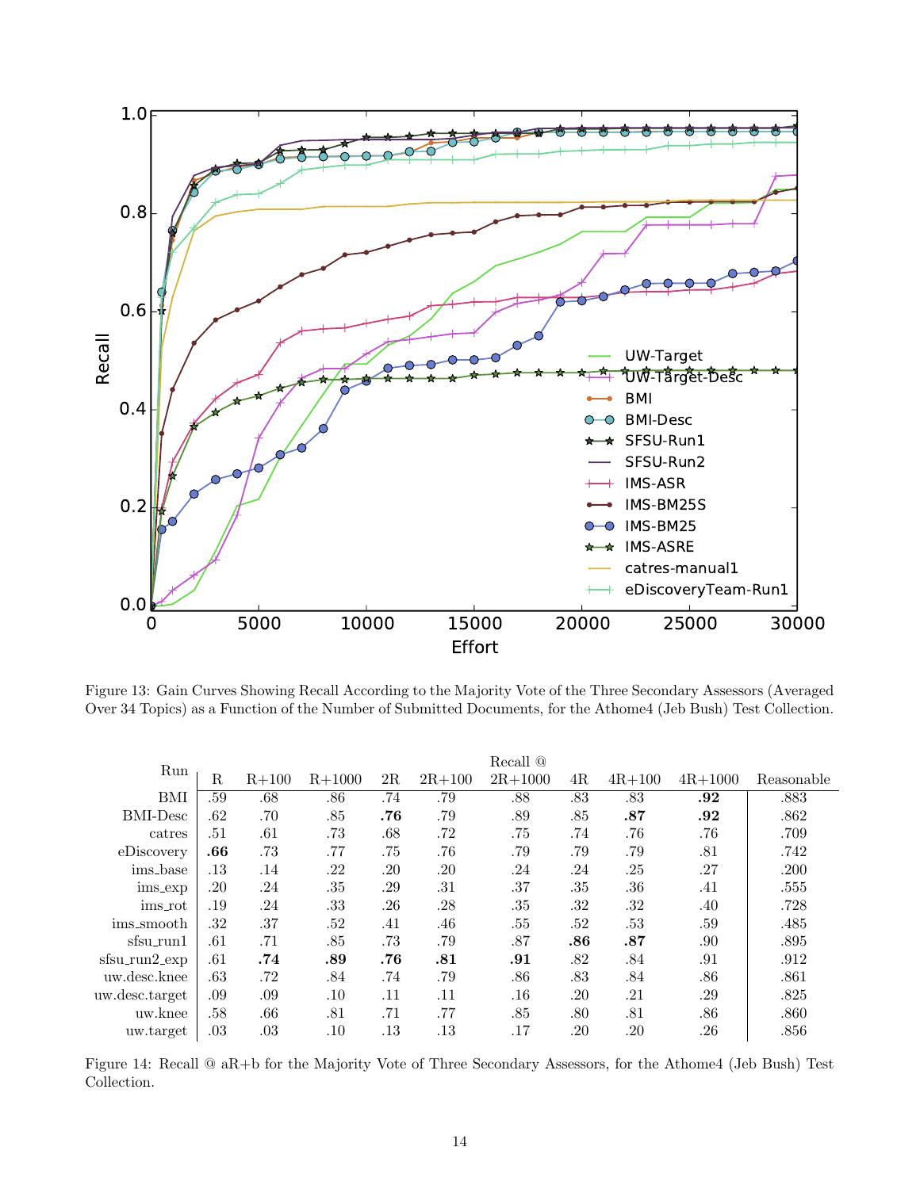Figure 13: Gain Curves Showing Recall According to the Majority Vote of the Three Secondary Assessors (Averaged Over 34 Topics) as a Function of the Number of Submitted Documents, for the Athome4 (Jeb Bush) Test Collection.

| Run | Recall @ R | R+100 | R+1000 | 2R | 2R+100 | 2R+1000 | 4R | 4R+100 | 4R+1000 | Reasonable |
|---|---|---|---|---|---|---|---|---|---|---|
| BMI | .59 | .68 | .86 | .74 | .79 | .88 | .83 | .83 | **.92** | .883 |
| BMI-Desc | .62 | .70 | .85 | **.76** | .79 | .89 | .85 | **.87** | **.92** | .862 |
| catres | .51 | .61 | .73 | .68 | .72 | .75 | .74 | .76 | .76 | .709 |
| eDiscovery | **.66** | .73 | .77 | .75 | .76 | .79 | .79 | .79 | .81 | .742 |
| ims_base | .13 | .14 | .22 | .20 | .20 | .24 | .24 | .25 | .27 | .200 |
| ims_exp | .20 | .24 | .35 | .29 | .31 | .37 | .35 | .36 | .41 | .555 |
| ims_rot | .19 | .24 | .33 | .26 | .28 | .35 | .32 | .32 | .40 | .728 |
| ims_smooth | .32 | .37 | .52 | .41 | .46 | .55 | .52 | .53 | .59 | .485 |
| sfsu_run1 | .61 | .71 | .85 | .73 | .79 | .87 | **.86** | **.87** | .90 | .895 |
| sfsu_run2_exp | .61 | **.74** | **.89** | **.76** | **.81** | **.91** | .82 | .84 | .91 | .912 |
| uw.desc.knee | .63 | .72 | .84 | .74 | .79 | .86 | .83 | .84 | .86 | .861 |
| uw.desc.target | .09 | .09 | .10 | .11 | .11 | .16 | .20 | .21 | .29 | .825 |
| uw.knee | .58 | .66 | .81 | .71 | .77 | .85 | .80 | .81 | .86 | .860 |
| uw.target | .03 | .03 | .10 | .13 | .13 | .17 | .20 | .20 | .26 | .856 |

Figure 14: Recall @ aR+b for the Majority Vote of Three Secondary Assessors, for the Athome4 (Jeb Bush) Test Collection.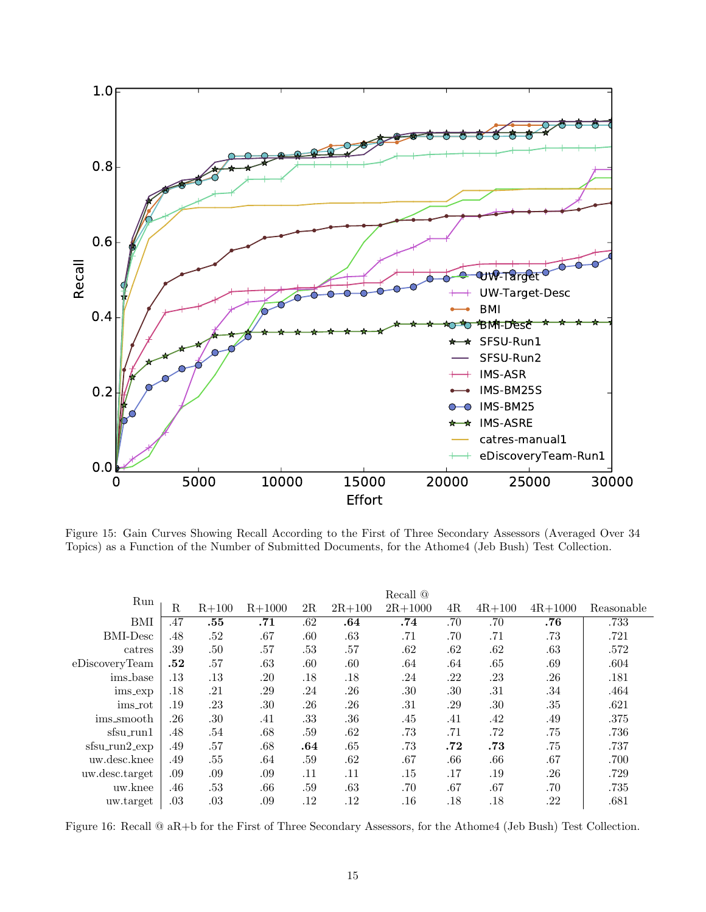Figure 15: Gain Curves Showing Recall According to the First of Three Secondary Assessors (Averaged Over 34 Topics) as a Function of the Number of Submitted Documents, for the Athome4 (Jeb Bush) Test Collection.

| Run | Recall @ R | R+100 | R+1000 | 2R | 2R+100 | 2R+1000 | 4R | 4R+100 | 4R+1000 | Reasonable |
|---|---|---|---|---|---|---|---|---|---|---|
| BMI | .47 | **.55** | **.71** | .62 | **.64** | **.74** | .70 | .70 | **.76** | .733 |
| BMI-Desc | .48 | .52 | .67 | .60 | .63 | .71 | .70 | .71 | .73 | .721 |
| catres | .39 | .50 | .57 | .53 | .57 | .62 | .62 | .62 | .63 | .572 |
| eDiscoveryTeam | **.52** | .57 | .63 | .60 | .60 | .64 | .64 | .65 | .69 | .604 |
| ims_base | .13 | .13 | .20 | .18 | .18 | .24 | .22 | .23 | .26 | .181 |
| ims_exp | .18 | .21 | .29 | .24 | .26 | .30 | .30 | .31 | .34 | .464 |
| ims_rot | .19 | .23 | .30 | .26 | .26 | .31 | .29 | .30 | .35 | .621 |
| ims_smooth | .26 | .30 | .41 | .33 | .36 | .45 | .41 | .42 | .49 | .375 |
| sfsu_run1 | .48 | .54 | .68 | .59 | .62 | .73 | .71 | .72 | .75 | .736 |
| sfsu_run2_exp | .49 | .57 | .68 | **.64** | .65 | .73 | **.72** | **.73** | .75 | .737 |
| uw.desc.knee | .49 | .55 | .64 | .59 | .62 | .67 | .66 | .66 | .67 | .700 |
| uw.desc.target | .09 | .09 | .09 | .11 | .11 | .15 | .17 | .19 | .26 | .729 |
| uw.knee | .46 | .53 | .66 | .59 | .63 | .70 | .67 | .67 | .70 | .735 |
| uw.target | .03 | .03 | .09 | .12 | .12 | .16 | .18 | .18 | .22 | .681 |

Figure 16: Recall @ aR+b for the First of Three Secondary Assessors, for the Athome4 (Jeb Bush) Test Collection.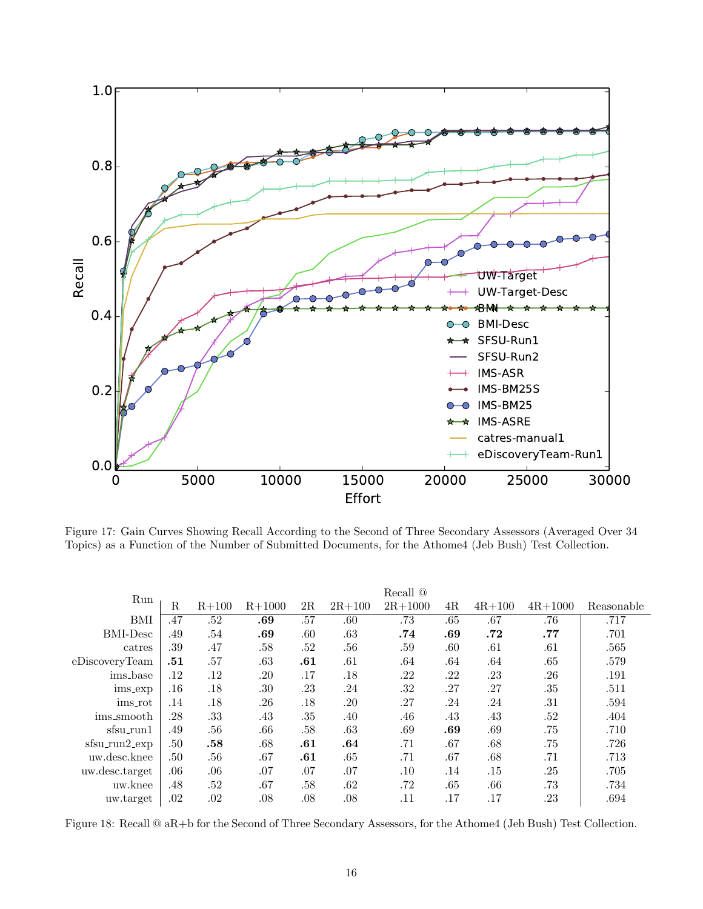Figure 17: Gain Curves Showing Recall According to the Second of Three Secondary Assessors (Averaged Over 34 Topics) as a Function of the Number of Submitted Documents, for the Athome4 (Jeb Bush) Test Collection.

| Run | Recall @ R | R+100 | R+1000 | 2R | 2R+100 | 2R+1000 | 4R | 4R+100 | 4R+1000 | Reasonable |
|---|---|---|---|---|---|---|---|---|---|---|
| BMI | .47 | .52 | **.69** | .57 | .60 | .73 | .65 | .67 | .76 | .717 |
| BMI-Desc | .49 | .54 | **.69** | .60 | .63 | **.74** | **.69** | **.72** | **.77** | .701 |
| catres | .39 | .47 | .58 | .52 | .56 | .59 | .60 | .61 | .61 | .565 |
| eDiscoveryTeam | **.51** | .57 | .63 | **.61** | .61 | .64 | .64 | .64 | .65 | .579 |
| ims_base | .12 | .12 | .20 | .17 | .18 | .22 | .22 | .23 | .26 | .191 |
| ims_exp | .16 | .18 | .30 | .23 | .24 | .32 | .27 | .27 | .35 | .511 |
| ims_rot | .14 | .18 | .26 | .18 | .20 | .27 | .24 | .24 | .31 | .594 |
| ims_smooth | .28 | .33 | .43 | .35 | .40 | .46 | .43 | .43 | .52 | .404 |
| sfsu_run1 | .49 | .56 | .66 | .58 | .63 | .69 | **.69** | .69 | .75 | .710 |
| sfsu_run2_exp | .50 | **.58** | .68 | **.61** | **.64** | .71 | .67 | .68 | .75 | .726 |
| uw.desc.knee | .50 | .56 | .67 | **.61** | .65 | .71 | .67 | .68 | .71 | .713 |
| uw.desc.target | .06 | .06 | .07 | .07 | .07 | .10 | .14 | .15 | .25 | .705 |
| uw.knee | .48 | .52 | .67 | .58 | .62 | .72 | .65 | .66 | .73 | .734 |
| uw.target | .02 | .02 | .08 | .08 | .08 | .11 | .17 | .17 | .23 | .694 |

Figure 18: Recall @ aR+b for the Second of Three Secondary Assessors, for the Athome4 (Jeb Bush) Test Collection.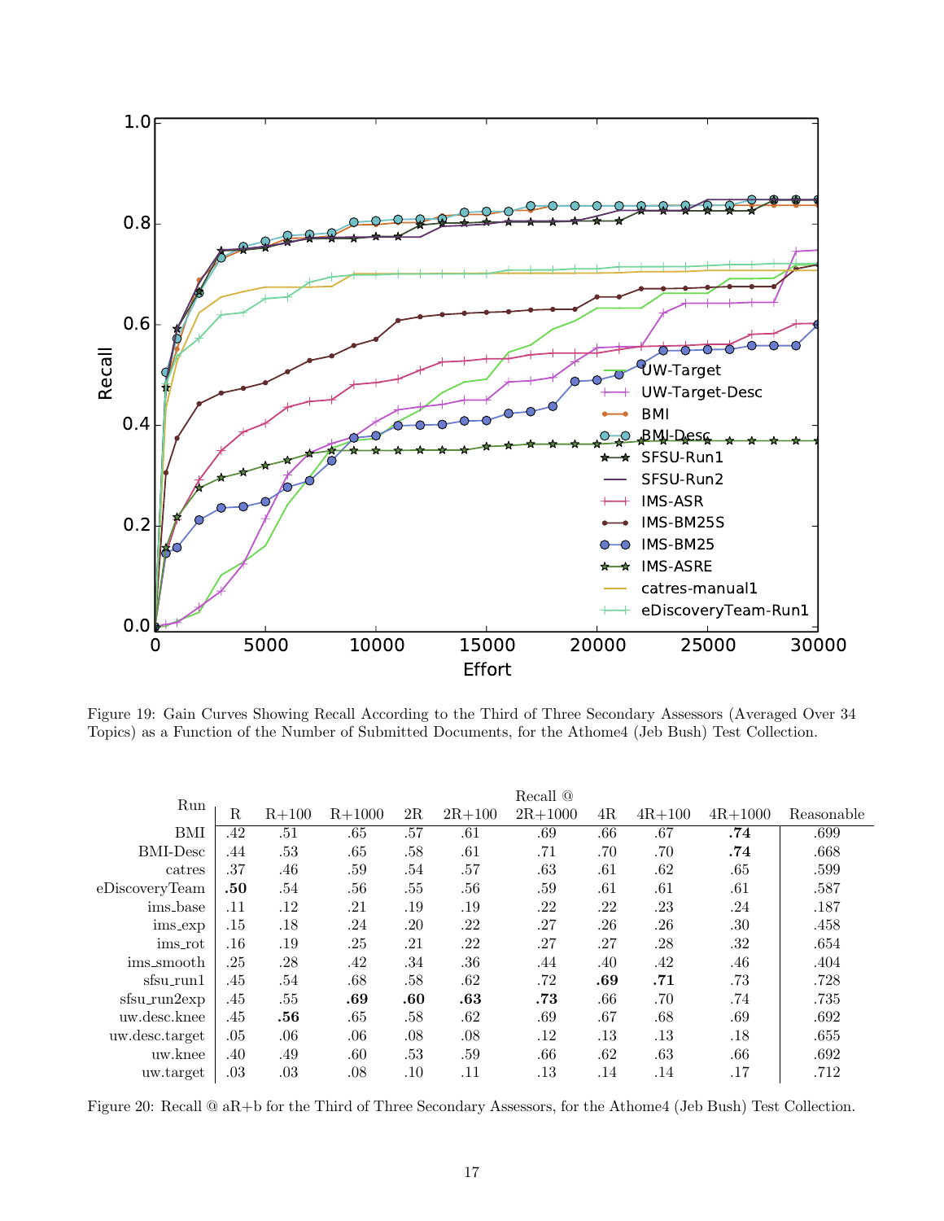1.0
0.8
0.6
0.4
0.2
0.0

Recall

0 5000 10000 15000 20000 25000 30000

Effort

UW-Target
UW-Target-Desc
BMI
BMI-Desc
SFSU-Run1
SFSU-Run2
IMS-ASR
IMS-BM25S
IMS-BM25
IMS-ASRE
catres-manual1
eDiscoveryTeam-Run1

Figure 19: Gain Curves Showing Recall According to the Third of Three Secondary Assessors (Averaged Over 34 Topics) as a Function of the Number of Submitted Documents, for the Athome4 (Jeb Bush) Test Collection.

| Run | Recall @ R | R+100 | R+1000 | 2R | 2R+100 | 2R+1000 | 4R | 4R+100 | 4R+1000 | Reasonable |
|---|---|---|---|---|---|---|---|---|---|---|
| BMI | .42 | .51 | .65 | .57 | .61 | .69 | .66 | .67 | **.74** | .699 |
| BMI-Desc | .44 | .53 | .65 | .58 | .61 | .71 | .70 | .70 | **.74** | .668 |
| catres | .37 | .46 | .59 | .54 | .57 | .63 | .61 | .62 | .65 | .599 |
| eDiscoveryTeam | **.50** | .54 | .56 | .55 | .56 | .59 | .61 | .61 | .61 | .587 |
| ims_base | .11 | .12 | .21 | .19 | .19 | .22 | .22 | .23 | .24 | .187 |
| ims_exp | .15 | .18 | .24 | .20 | .22 | .27 | .26 | .26 | .30 | .458 |
| ims_rot | .16 | .19 | .25 | .21 | .22 | .27 | .27 | .28 | .32 | .654 |
| ims_smooth | .25 | .28 | .42 | .34 | .36 | .44 | .40 | .42 | .46 | .404 |
| sfsu_run1 | .45 | .54 | .68 | .58 | .62 | .72 | **.69** | **.71** | .73 | .728 |
| sfsu_run2exp | .45 | .55 | **.69** | **.60** | **.63** | **.73** | .66 | .70 | .74 | .735 |
| uw.desc.knee | .45 | **.56** | .65 | .58 | .62 | .69 | .67 | .68 | .69 | .692 |
| uw.desc.target | .05 | .06 | .06 | .08 | .08 | .12 | .13 | .13 | .18 | .655 |
| uw.knee | .40 | .49 | .60 | .53 | .59 | .66 | .62 | .63 | .66 | .692 |
| uw.target | .03 | .03 | .08 | .10 | .11 | .13 | .14 | .14 | .17 | .712 |

Figure 20: Recall @ aR+b for the Third of Three Secondary Assessors, for the Athome4 (Jeb Bush) Test Collection.